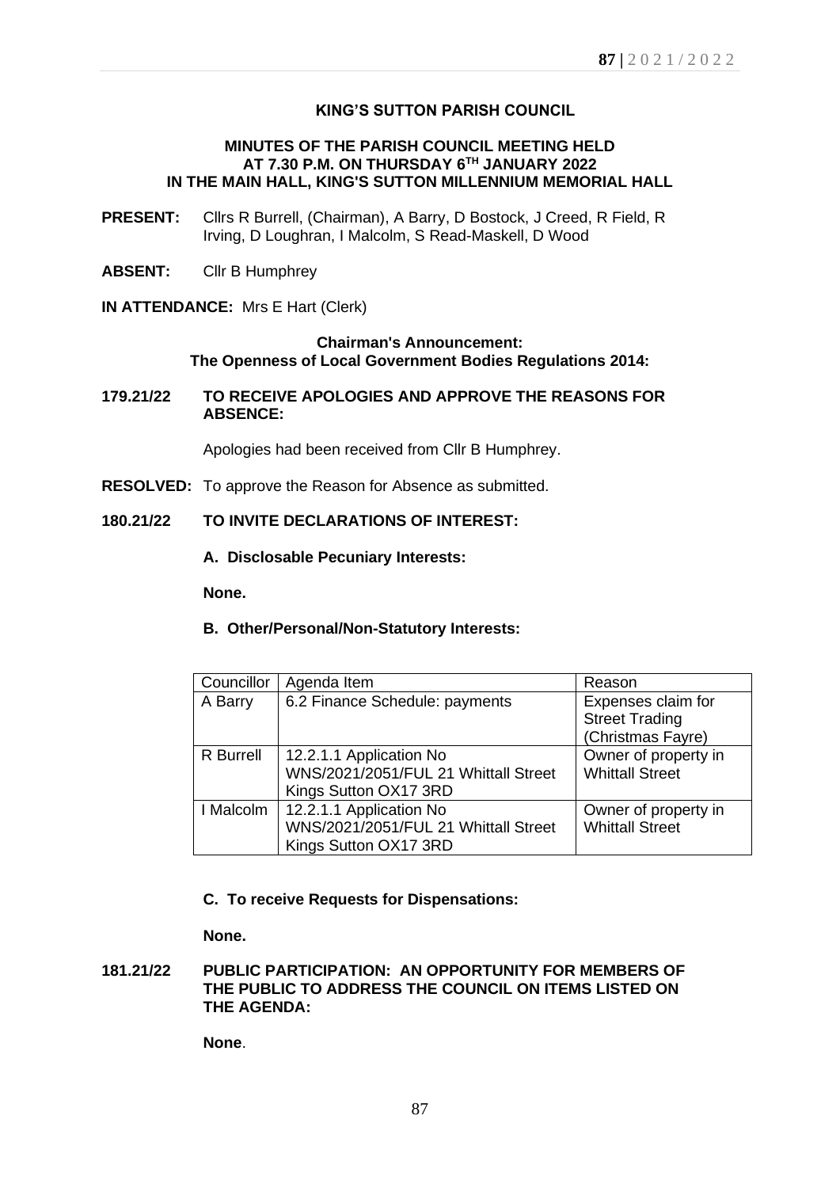# KING'S SUTTON PARISH COUNCIL

## MINUTES OF THE PARISH COUNCIL MEETING HELD AT 7.30 P.M. ON THURSDAY 6TH JANUARY 2022 IN THE MAIN HALL, KING'S SUTTON MILLENNIUM MEMORIAL HALL

**PRESENT:** Cllrs R Burrell, (Chairman), A Barry, D Bostock, J Creed, R Field, R Irving, D Loughran, I Malcolm, S Read-Maskell, D Wood

**ABSENT:** Cllr B Humphrey

**IN ATTENDANCE:** Mrs E Hart (Clerk)

**Chairman's Announcement:**
**The Openness of Local Government Bodies Regulations 2014:**

**179.21/22 TO RECEIVE APOLOGIES AND APPROVE THE REASONS FOR ABSENCE:**

Apologies had been received from Cllr B Humphrey.

**RESOLVED:** To approve the Reason for Absence as submitted.

**180.21/22 TO INVITE DECLARATIONS OF INTEREST:**

**A. Disclosable Pecuniary Interests:**

**None.**

**B. Other/Personal/Non-Statutory Interests:**

| Councillor | Agenda Item | Reason |
|---|---|---|
| A Barry | 6.2 Finance Schedule: payments | Expenses claim for Street Trading (Christmas Fayre) |
| R Burrell | 12.2.1.1 Application No WNS/2021/2051/FUL 21 Whittall Street Kings Sutton OX17 3RD | Owner of property in Whittall Street |
| I Malcolm | 12.2.1.1 Application No WNS/2021/2051/FUL 21 Whittall Street Kings Sutton OX17 3RD | Owner of property in Whittall Street |

**C. To receive Requests for Dispensations:**

**None.**

**181.21/22 PUBLIC PARTICIPATION: AN OPPORTUNITY FOR MEMBERS OF THE PUBLIC TO ADDRESS THE COUNCIL ON ITEMS LISTED ON THE AGENDA:**

**None**.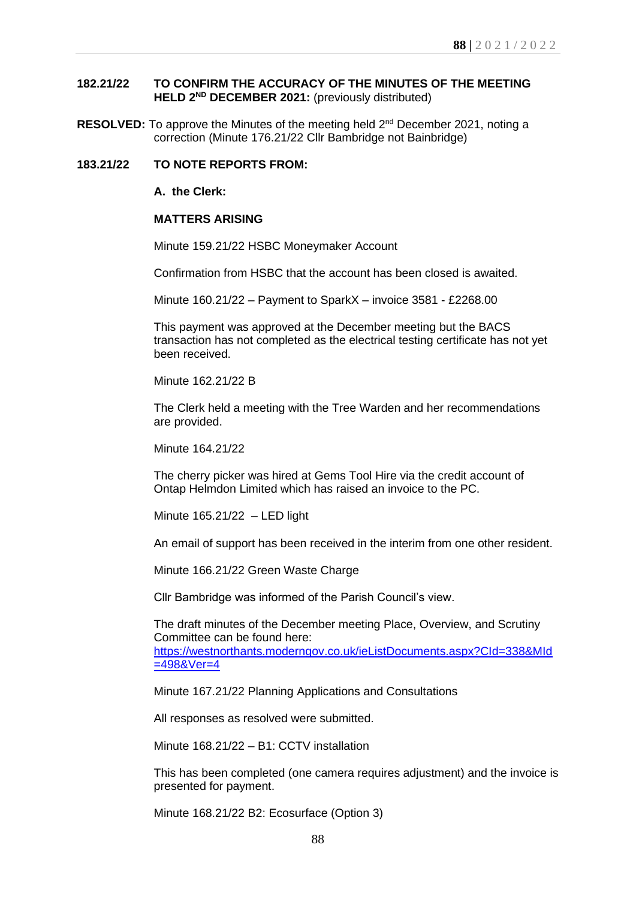**182.21/22 TO CONFIRM THE ACCURACY OF THE MINUTES OF THE MEETING HELD 2ND DECEMBER 2021:** (previously distributed)

**RESOLVED:** To approve the Minutes of the meeting held 2nd December 2021, noting a correction (Minute 176.21/22 Cllr Bambridge not Bainbridge)

**183.21/22 TO NOTE REPORTS FROM:**

**A. the Clerk:**

**MATTERS ARISING**

Minute 159.21/22 HSBC Moneymaker Account

Confirmation from HSBC that the account has been closed is awaited.

Minute 160.21/22 – Payment to SparkX – invoice 3581 - £2268.00

This payment was approved at the December meeting but the BACS transaction has not completed as the electrical testing certificate has not yet been received.

Minute 162.21/22 B

The Clerk held a meeting with the Tree Warden and her recommendations are provided.

Minute 164.21/22

The cherry picker was hired at Gems Tool Hire via the credit account of Ontap Helmdon Limited which has raised an invoice to the PC.

Minute 165.21/22 – LED light

An email of support has been received in the interim from one other resident.

Minute 166.21/22 Green Waste Charge

Cllr Bambridge was informed of the Parish Council's view.

The draft minutes of the December meeting Place, Overview, and Scrutiny Committee can be found here: [https://westnorthants.moderngov.co.uk/ieListDocuments.aspx?CId=338&MId=498&Ver=4](https://westnorthants.moderngov.co.uk/ieListDocuments.aspx?CId=338&MId=498&Ver=4)

Minute 167.21/22 Planning Applications and Consultations

All responses as resolved were submitted.

Minute 168.21/22 – B1: CCTV installation

This has been completed (one camera requires adjustment) and the invoice is presented for payment.

Minute 168.21/22 B2: Ecosurface (Option 3)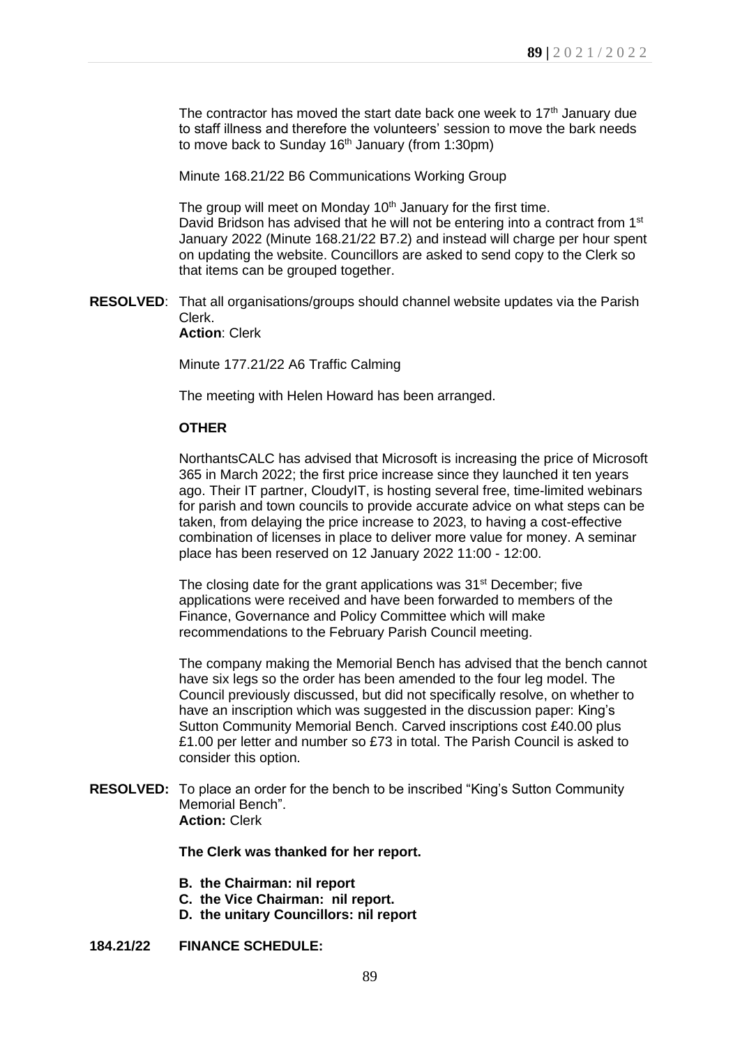The contractor has moved the start date back one week to 17th January due to staff illness and therefore the volunteers' session to move the bark needs to move back to Sunday 16th January (from 1:30pm)

Minute 168.21/22 B6 Communications Working Group

The group will meet on Monday 10th January for the first time.
David Bridson has advised that he will not be entering into a contract from 1st January 2022 (Minute 168.21/22 B7.2) and instead will charge per hour spent on updating the website. Councillors are asked to send copy to the Clerk so that items can be grouped together.

**RESOLVED**: That all organisations/groups should channel website updates via the Parish Clerk.
**Action**: Clerk

Minute 177.21/22 A6 Traffic Calming

The meeting with Helen Howard has been arranged.

**OTHER**

NorthantsCALC has advised that Microsoft is increasing the price of Microsoft 365 in March 2022; the first price increase since they launched it ten years ago. Their IT partner, CloudyIT, is hosting several free, time-limited webinars for parish and town councils to provide accurate advice on what steps can be taken, from delaying the price increase to 2023, to having a cost-effective combination of licenses in place to deliver more value for money. A seminar place has been reserved on 12 January 2022 11:00 - 12:00.

The closing date for the grant applications was 31st December; five applications were received and have been forwarded to members of the Finance, Governance and Policy Committee which will make recommendations to the February Parish Council meeting.

The company making the Memorial Bench has advised that the bench cannot have six legs so the order has been amended to the four leg model. The Council previously discussed, but did not specifically resolve, on whether to have an inscription which was suggested in the discussion paper: King's Sutton Community Memorial Bench. Carved inscriptions cost £40.00 plus £1.00 per letter and number so £73 in total. The Parish Council is asked to consider this option.

**RESOLVED:** To place an order for the bench to be inscribed "King's Sutton Community Memorial Bench".
**Action:** Clerk

**The Clerk was thanked for her report.**

- **B. the Chairman: nil report**
- **C. the Vice Chairman: nil report.**
- **D. the unitary Councillors: nil report**

**184.21/22 FINANCE SCHEDULE:**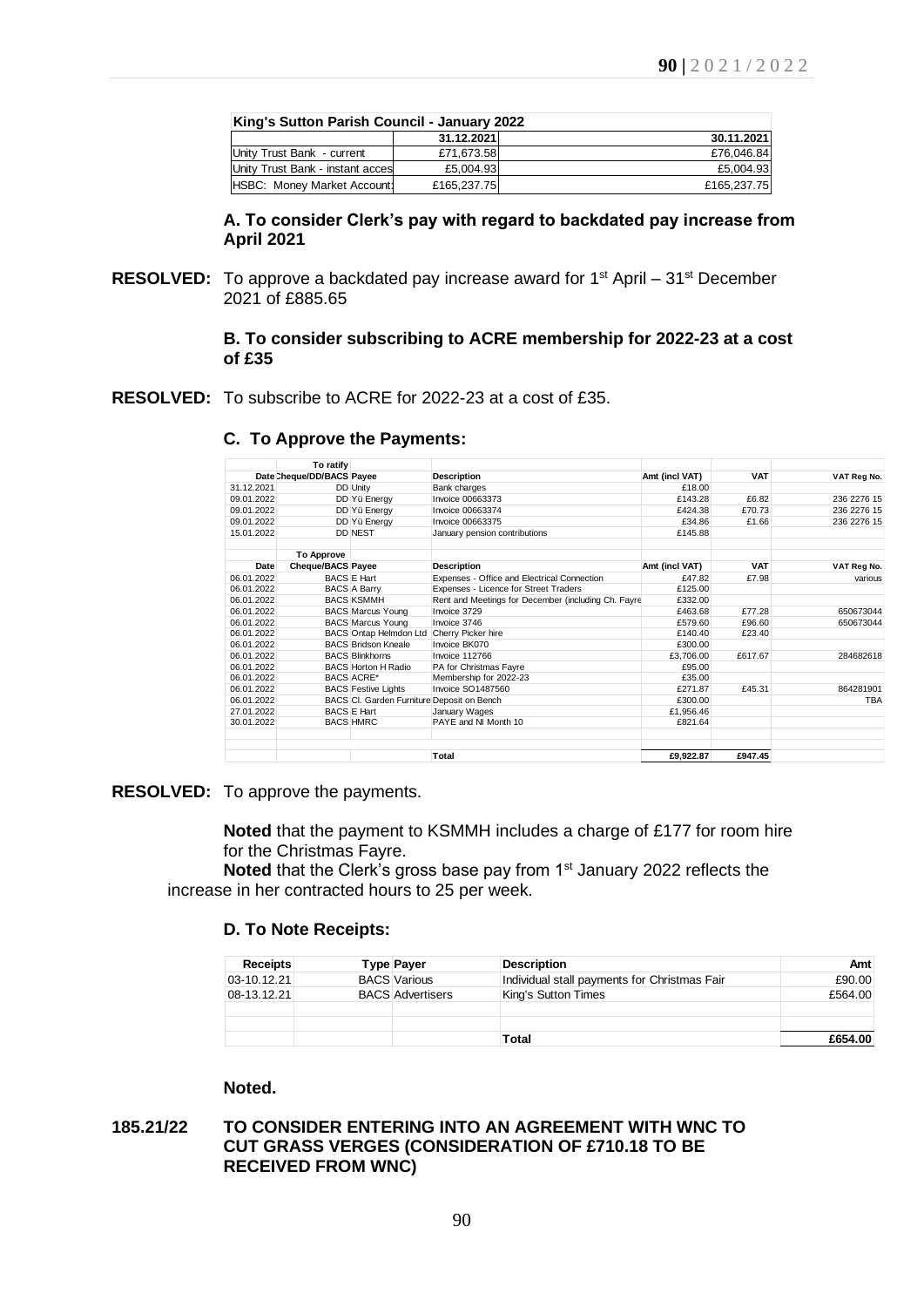| King's Sutton Parish Council - January 2022 | | |
|---|---|---|
| | 31.12.2021 | 30.11.2021 |
| Unity Trust Bank - current | £71,673.58 | £76,046.84 |
| Unity Trust Bank - instant acces | £5,004.93 | £5,004.93 |
| HSBC: Money Market Account: | £165,237.75 | £165,237.75 |

**A. To consider Clerk's pay with regard to backdated pay increase from April 2021**

**RESOLVED:** To approve a backdated pay increase award for 1st April – 31st December 2021 of £885.65

**B. To consider subscribing to ACRE membership for 2022-23 at a cost of £35**

**RESOLVED:** To subscribe to ACRE for 2022-23 at a cost of £35.

**C. To Approve the Payments:**

| Date | To ratify Cheque/DD/BACS | Payee | Description | Amt (incl VAT) | VAT | VAT Reg No. |
|---|---|---|---|---|---|---|
| 31.12.2021 | DD | Unity | Bank charges | £18.00 | | |
| 09.01.2022 | DD | Yü Energy | Invoice 00663373 | £143.28 | £6.82 | 236 2276 15 |
| 09.01.2022 | DD | Yü Energy | Invoice 00663374 | £424.38 | £70.73 | 236 2276 15 |
| 09.01.2022 | DD | Yü Energy | Invoice 00663375 | £34.86 | £1.66 | 236 2276 15 |
| 15.01.2022 | DD | NEST | January pension contributions | £145.88 | | |
| | | | | | | |
| | **To Approve** | | | | | |
| **Date** | **Cheque/BACS** | **Payee** | **Description** | **Amt (incl VAT)** | **VAT** | **VAT Reg No.** |
| 06.01.2022 | BACS | E Hart | Expenses - Office and Electrical Connection | £47.82 | £7.98 | various |
| 06.01.2022 | BACS | A Barry | Expenses - Licence for Street Traders | £125.00 | | |
| 06.01.2022 | BACS | KSMMH | Rent and Meetings for December (including Ch. Fayre | £332.00 | | |
| 06.01.2022 | BACS | Marcus Young | Invoice 3729 | £463.68 | £77.28 | 650673044 |
| 06.01.2022 | BACS | Marcus Young | Invoice 3746 | £579.60 | £96.60 | 650673044 |
| 06.01.2022 | BACS | Ontap Helmdon Ltd | Cherry Picker hire | £140.40 | £23.40 | |
| 06.01.2022 | BACS | Bridson Kneale | Invoice BK070 | £300.00 | | |
| 06.01.2022 | BACS | Blinkhorns | Invoice 112766 | £3,706.00 | £617.67 | 284682618 |
| 06.01.2022 | BACS | Horton H Radio | PA for Christmas Fayre | £95.00 | | |
| 06.01.2022 | BACS | ACRE* | Membership for 2022-23 | £35.00 | | |
| 06.01.2022 | BACS | Festive Lights | Invoice SO1487560 | £271.87 | £45.31 | 864281901 |
| 06.01.2022 | BACS | Cl. Garden Furniture | Deposit on Bench | £300.00 | | TBA |
| 27.01.2022 | BACS | E Hart | January Wages | £1,956.46 | | |
| 30.01.2022 | BACS | HMRC | PAYE and NI Month 10 | £821.64 | | |
| | | | | | | |
| | | | **Total** | **£9,922.87** | **£947.45** | |

**RESOLVED:** To approve the payments.

**Noted** that the payment to KSMMH includes a charge of £177 for room hire for the Christmas Fayre.

**Noted** that the Clerk's gross base pay from 1st January 2022 reflects the increase in her contracted hours to 25 per week.

**D. To Note Receipts:**

| Receipts | Type | Payer | Description | Amt |
|---|---|---|---|---|
| 03-10.12.21 | BACS | Various | Individual stall payments for Christmas Fair | £90.00 |
| 08-13.12.21 | BACS | Advertisers | King's Sutton Times | £564.00 |
| | | | | |
| | | | **Total** | **£654.00** |

**Noted.**

**185.21/22 TO CONSIDER ENTERING INTO AN AGREEMENT WITH WNC TO CUT GRASS VERGES (CONSIDERATION OF £710.18 TO BE RECEIVED FROM WNC)**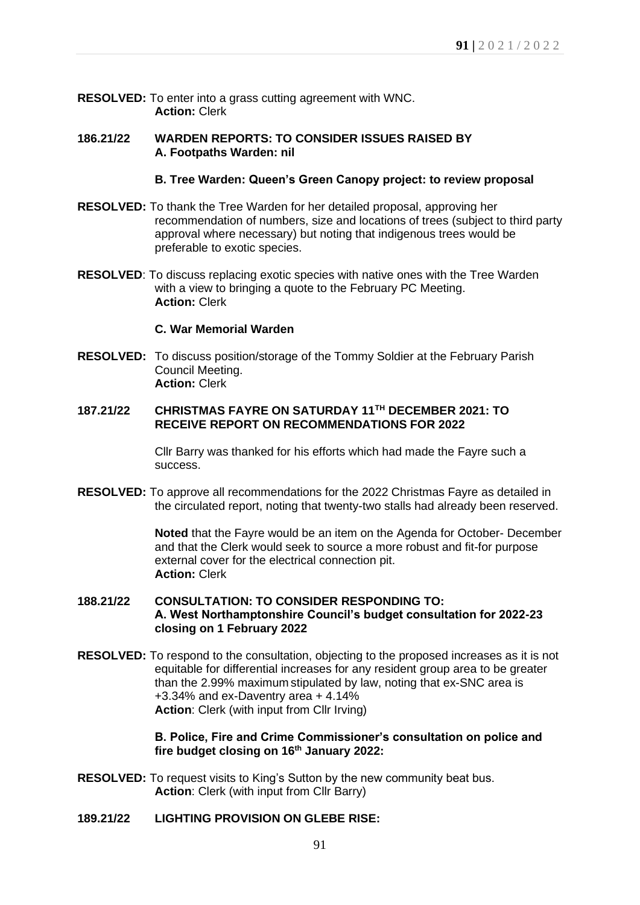**RESOLVED:** To enter into a grass cutting agreement with WNC.
**Action:** Clerk

**186.21/22 WARDEN REPORTS: TO CONSIDER ISSUES RAISED BY**
**A. Footpaths Warden: nil**

**B. Tree Warden: Queen's Green Canopy project: to review proposal**

**RESOLVED:** To thank the Tree Warden for her detailed proposal, approving her recommendation of numbers, size and locations of trees (subject to third party approval where necessary) but noting that indigenous trees would be preferable to exotic species.

**RESOLVED**: To discuss replacing exotic species with native ones with the Tree Warden with a view to bringing a quote to the February PC Meeting.
**Action:** Clerk

**C. War Memorial Warden**

**RESOLVED:** To discuss position/storage of the Tommy Soldier at the February Parish Council Meeting.
**Action:** Clerk

**187.21/22 CHRISTMAS FAYRE ON SATURDAY 11TH DECEMBER 2021: TO RECEIVE REPORT ON RECOMMENDATIONS FOR 2022**

Cllr Barry was thanked for his efforts which had made the Fayre such a success.

**RESOLVED:** To approve all recommendations for the 2022 Christmas Fayre as detailed in the circulated report, noting that twenty-two stalls had already been reserved.

**Noted** that the Fayre would be an item on the Agenda for October- December and that the Clerk would seek to source a more robust and fit-for purpose external cover for the electrical connection pit.
**Action:** Clerk

**188.21/22 CONSULTATION: TO CONSIDER RESPONDING TO:**
**A. West Northamptonshire Council's budget consultation for 2022-23 closing on 1 February 2022**

**RESOLVED:** To respond to the consultation, objecting to the proposed increases as it is not equitable for differential increases for any resident group area to be greater than the 2.99% maximum stipulated by law, noting that ex-SNC area is +3.34% and ex-Daventry area + 4.14%
**Action**: Clerk (with input from Cllr Irving)

**B. Police, Fire and Crime Commissioner's consultation on police and fire budget closing on 16th January 2022:**

**RESOLVED:** To request visits to King's Sutton by the new community beat bus.
**Action**: Clerk (with input from Cllr Barry)

**189.21/22 LIGHTING PROVISION ON GLEBE RISE:**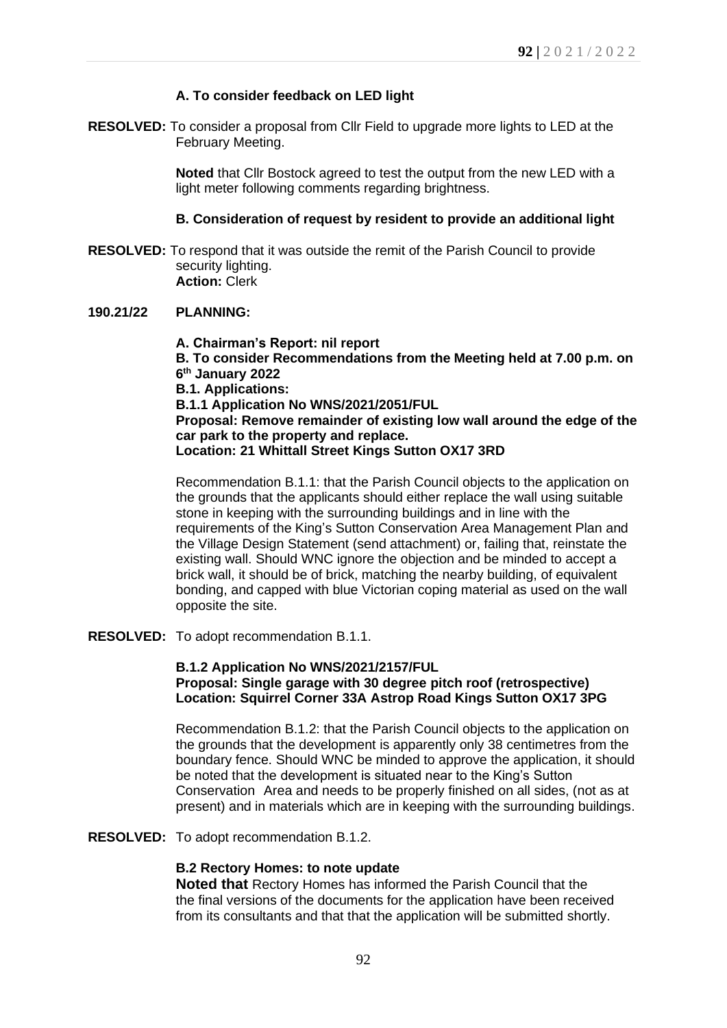**A. To consider feedback on LED light**

**RESOLVED:** To consider a proposal from Cllr Field to upgrade more lights to LED at the February Meeting.

**Noted** that Cllr Bostock agreed to test the output from the new LED with a light meter following comments regarding brightness.

**B. Consideration of request by resident to provide an additional light**

**RESOLVED:** To respond that it was outside the remit of the Parish Council to provide security lighting.
**Action:** Clerk

**190.21/22 PLANNING:**

**A. Chairman's Report: nil report**
**B. To consider Recommendations from the Meeting held at 7.00 p.m. on 6th January 2022**
**B.1. Applications:**
**B.1.1 Application No WNS/2021/2051/FUL**
**Proposal: Remove remainder of existing low wall around the edge of the car park to the property and replace.**
**Location: 21 Whittall Street Kings Sutton OX17 3RD**

Recommendation B.1.1: that the Parish Council objects to the application on the grounds that the applicants should either replace the wall using suitable stone in keeping with the surrounding buildings and in line with the requirements of the King's Sutton Conservation Area Management Plan and the Village Design Statement (send attachment) or, failing that, reinstate the existing wall. Should WNC ignore the objection and be minded to accept a brick wall, it should be of brick, matching the nearby building, of equivalent bonding, and capped with blue Victorian coping material as used on the wall opposite the site.

**RESOLVED:** To adopt recommendation B.1.1.

**B.1.2 Application No WNS/2021/2157/FUL**
**Proposal: Single garage with 30 degree pitch roof (retrospective)**
**Location: Squirrel Corner 33A Astrop Road Kings Sutton OX17 3PG**

Recommendation B.1.2: that the Parish Council objects to the application on the grounds that the development is apparently only 38 centimetres from the boundary fence. Should WNC be minded to approve the application, it should be noted that the development is situated near to the King's Sutton Conservation Area and needs to be properly finished on all sides, (not as at present) and in materials which are in keeping with the surrounding buildings.

**RESOLVED:** To adopt recommendation B.1.2.

**B.2 Rectory Homes: to note update**

**Noted that** Rectory Homes has informed the Parish Council that the the final versions of the documents for the application have been received from its consultants and that that the application will be submitted shortly.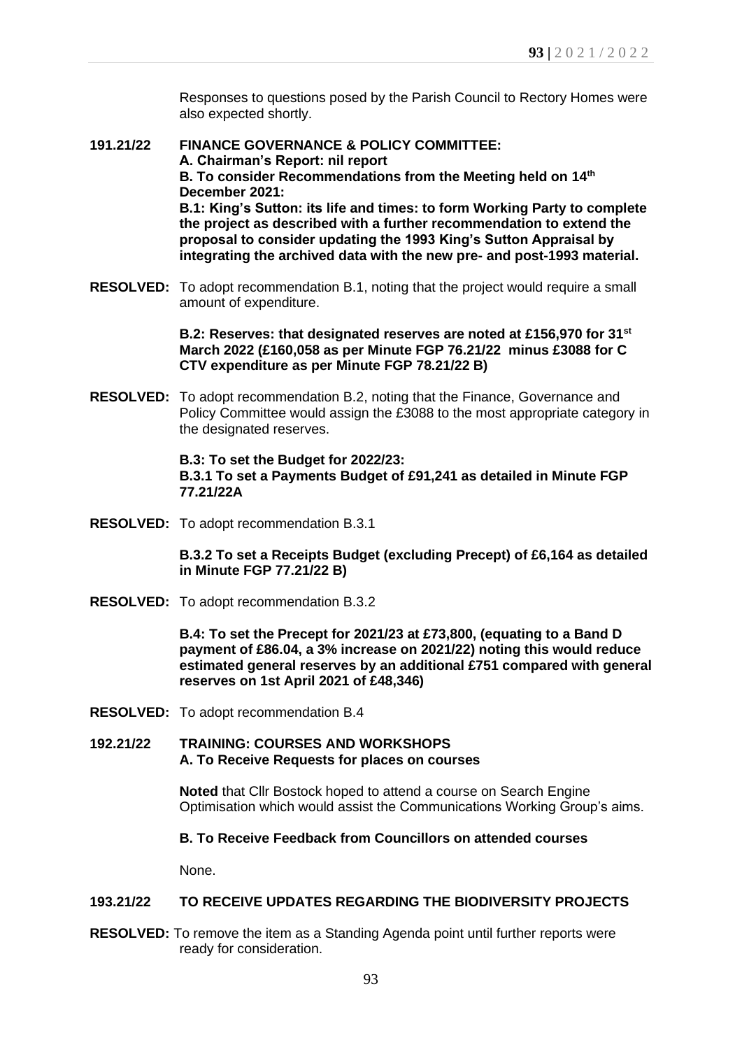Responses to questions posed by the Parish Council to Rectory Homes were also expected shortly.

**191.21/22 FINANCE GOVERNANCE & POLICY COMMITTEE:**
**A. Chairman's Report: nil report**
**B. To consider Recommendations from the Meeting held on 14th December 2021:**
**B.1: King's Sutton: its life and times: to form Working Party to complete the project as described with a further recommendation to extend the proposal to consider updating the 1993 King's Sutton Appraisal by integrating the archived data with the new pre- and post-1993 material.**

**RESOLVED:** To adopt recommendation B.1, noting that the project would require a small amount of expenditure.

**B.2: Reserves: that designated reserves are noted at £156,970 for 31st March 2022 (£160,058 as per Minute FGP 76.21/22 minus £3088 for C CTV expenditure as per Minute FGP 78.21/22 B)**

**RESOLVED:** To adopt recommendation B.2, noting that the Finance, Governance and Policy Committee would assign the £3088 to the most appropriate category in the designated reserves.

**B.3: To set the Budget for 2022/23:**
**B.3.1 To set a Payments Budget of £91,241 as detailed in Minute FGP 77.21/22A**

**RESOLVED:** To adopt recommendation B.3.1

**B.3.2 To set a Receipts Budget (excluding Precept) of £6,164 as detailed in Minute FGP 77.21/22 B)**

**RESOLVED:** To adopt recommendation B.3.2

**B.4: To set the Precept for 2021/23 at £73,800, (equating to a Band D payment of £86.04, a 3% increase on 2021/22) noting this would reduce estimated general reserves by an additional £751 compared with general reserves on 1st April 2021 of £48,346)**

**RESOLVED:** To adopt recommendation B.4

**192.21/22 TRAINING: COURSES AND WORKSHOPS**
**A. To Receive Requests for places on courses**

**Noted** that Cllr Bostock hoped to attend a course on Search Engine Optimisation which would assist the Communications Working Group's aims.

**B. To Receive Feedback from Councillors on attended courses**

None.

**193.21/22 TO RECEIVE UPDATES REGARDING THE BIODIVERSITY PROJECTS**

**RESOLVED:** To remove the item as a Standing Agenda point until further reports were ready for consideration.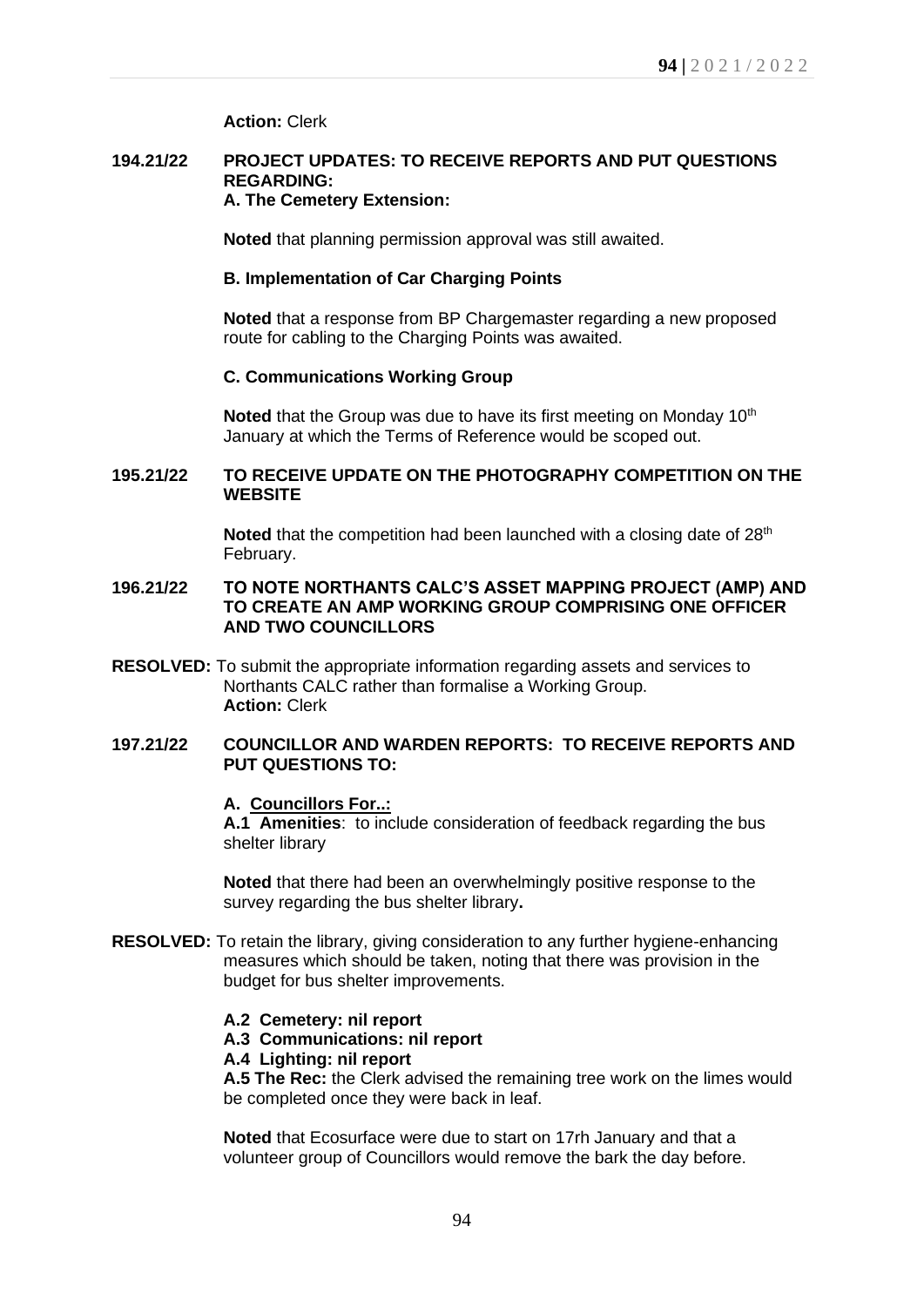**Action:** Clerk

**194.21/22 PROJECT UPDATES: TO RECEIVE REPORTS AND PUT QUESTIONS REGARDING:**

**A. The Cemetery Extension:**

**Noted** that planning permission approval was still awaited.

**B. Implementation of Car Charging Points**

**Noted** that a response from BP Chargemaster regarding a new proposed route for cabling to the Charging Points was awaited.

**C. Communications Working Group**

**Noted** that the Group was due to have its first meeting on Monday 10th January at which the Terms of Reference would be scoped out.

**195.21/22 TO RECEIVE UPDATE ON THE PHOTOGRAPHY COMPETITION ON THE WEBSITE**

**Noted** that the competition had been launched with a closing date of 28th February.

**196.21/22 TO NOTE NORTHANTS CALC'S ASSET MAPPING PROJECT (AMP) AND TO CREATE AN AMP WORKING GROUP COMPRISING ONE OFFICER AND TWO COUNCILLORS**

**RESOLVED:** To submit the appropriate information regarding assets and services to Northants CALC rather than formalise a Working Group.
**Action:** Clerk

**197.21/22 COUNCILLOR AND WARDEN REPORTS: TO RECEIVE REPORTS AND PUT QUESTIONS TO:**

**A. Councillors For..:**

**A.1 Amenities**: to include consideration of feedback regarding the bus shelter library

**Noted** that there had been an overwhelmingly positive response to the survey regarding the bus shelter library**.**

**RESOLVED:** To retain the library, giving consideration to any further hygiene-enhancing measures which should be taken, noting that there was provision in the budget for bus shelter improvements.

**A.2 Cemetery: nil report**

**A.3 Communications: nil report**

**A.4 Lighting: nil report**

**A.5 The Rec:** the Clerk advised the remaining tree work on the limes would be completed once they were back in leaf.

**Noted** that Ecosurface were due to start on 17rh January and that a volunteer group of Councillors would remove the bark the day before.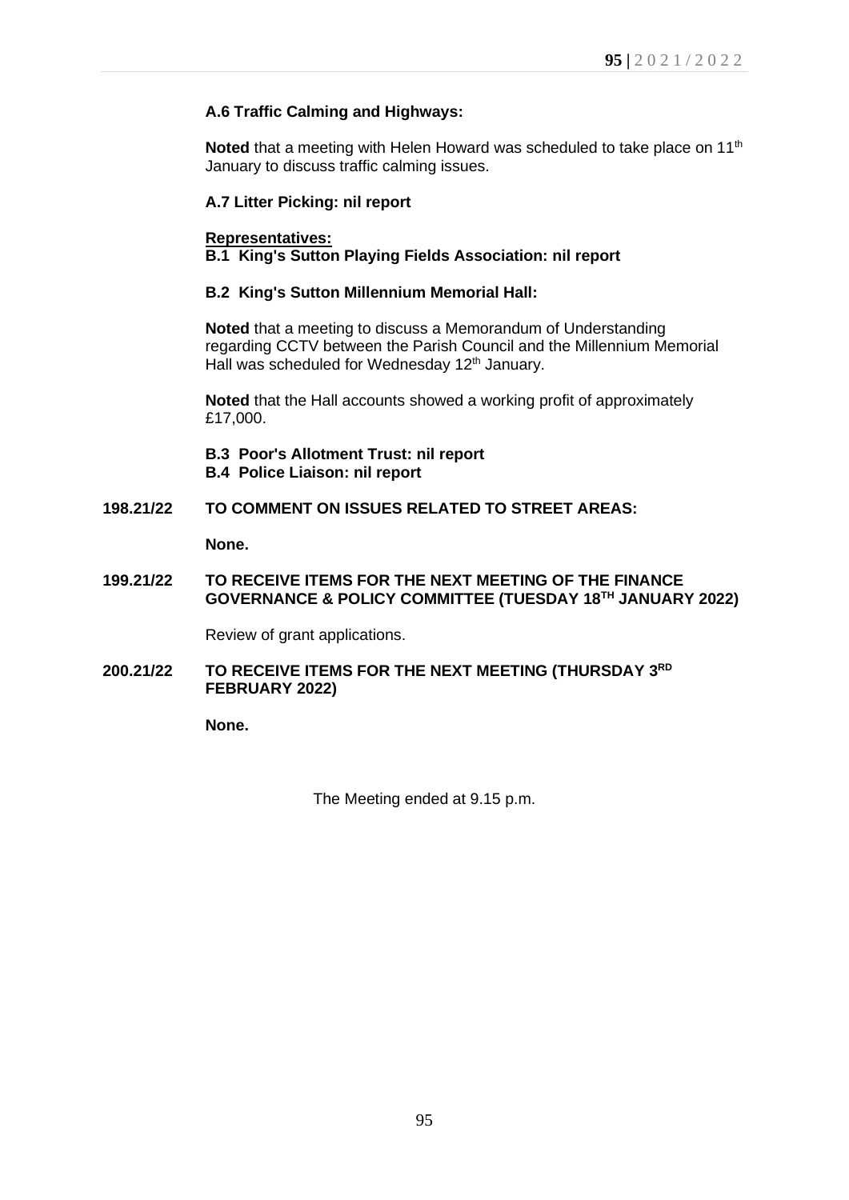**A.6 Traffic Calming and Highways:**

**Noted** that a meeting with Helen Howard was scheduled to take place on 11th January to discuss traffic calming issues.

**A.7 Litter Picking: nil report**

**Representatives:**

**B.1 King's Sutton Playing Fields Association: nil report**

**B.2 King's Sutton Millennium Memorial Hall:**

**Noted** that a meeting to discuss a Memorandum of Understanding regarding CCTV between the Parish Council and the Millennium Memorial Hall was scheduled for Wednesday 12th January.

**Noted** that the Hall accounts showed a working profit of approximately £17,000.

**B.3 Poor's Allotment Trust: nil report**

**B.4 Police Liaison: nil report**

**198.21/22 TO COMMENT ON ISSUES RELATED TO STREET AREAS:**

**None.**

**199.21/22 TO RECEIVE ITEMS FOR THE NEXT MEETING OF THE FINANCE GOVERNANCE & POLICY COMMITTEE (TUESDAY 18TH JANUARY 2022)**

Review of grant applications.

**200.21/22 TO RECEIVE ITEMS FOR THE NEXT MEETING (THURSDAY 3RD FEBRUARY 2022)**

**None.**

The Meeting ended at 9.15 p.m.